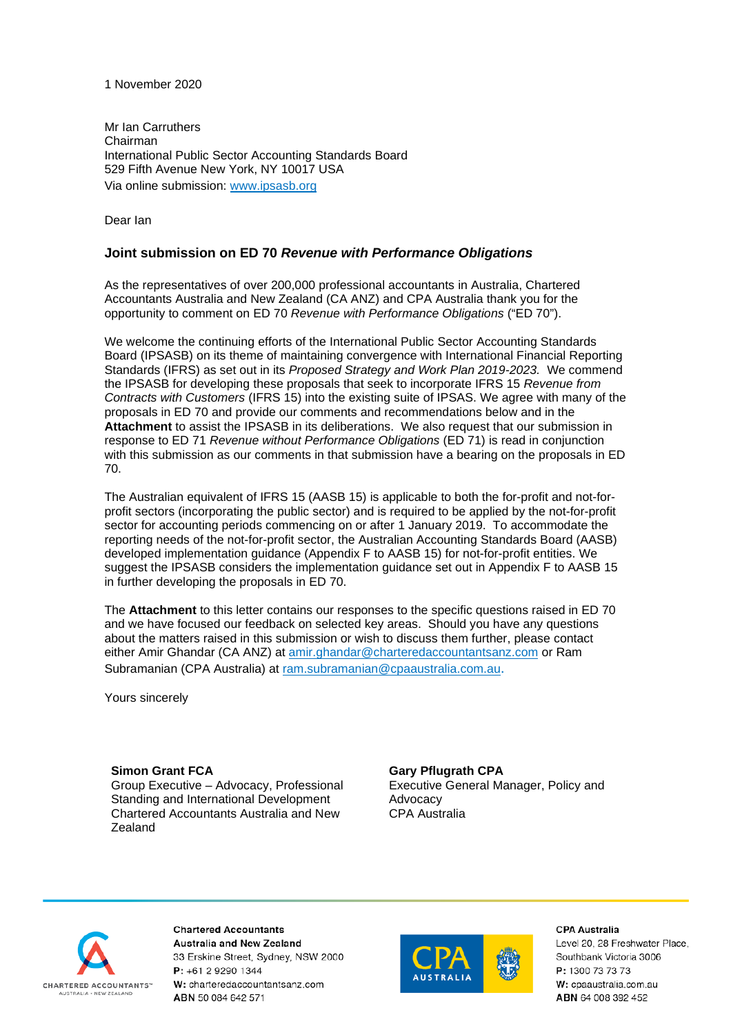1 November 2020

Mr Ian Carruthers
Chairman
International Public Sector Accounting Standards Board
529 Fifth Avenue New York, NY 10017 USA
Via online submission: [www.ipsasb.org](http://www.ipsasb.org)

Dear Ian

**Joint submission on ED 70 *Revenue with Performance Obligations***

As the representatives of over 200,000 professional accountants in Australia, Chartered Accountants Australia and New Zealand (CA ANZ) and CPA Australia thank you for the opportunity to comment on ED 70 *Revenue with Performance Obligations* ("ED 70").

We welcome the continuing efforts of the International Public Sector Accounting Standards Board (IPSASB) on its theme of maintaining convergence with International Financial Reporting Standards (IFRS) as set out in its *Proposed Strategy and Work Plan 2019-2023*. We commend the IPSASB for developing these proposals that seek to incorporate IFRS 15 *Revenue from Contracts with Customers* (IFRS 15) into the existing suite of IPSAS. We agree with many of the proposals in ED 70 and provide our comments and recommendations below and in the **Attachment** to assist the IPSASB in its deliberations. We also request that our submission in response to ED 71 *Revenue without Performance Obligations* (ED 71) is read in conjunction with this submission as our comments in that submission have a bearing on the proposals in ED 70.

The Australian equivalent of IFRS 15 (AASB 15) is applicable to both the for-profit and not-for-profit sectors (incorporating the public sector) and is required to be applied by the not-for-profit sector for accounting periods commencing on or after 1 January 2019. To accommodate the reporting needs of the not-for-profit sector, the Australian Accounting Standards Board (AASB) developed implementation guidance (Appendix F to AASB 15) for not-for-profit entities. We suggest the IPSASB considers the implementation guidance set out in Appendix F to AASB 15 in further developing the proposals in ED 70.

The **Attachment** to this letter contains our responses to the specific questions raised in ED 70 and we have focused our feedback on selected key areas. Should you have any questions about the matters raised in this submission or wish to discuss them further, please contact either Amir Ghandar (CA ANZ) at [amir.ghandar@charteredaccountantsanz.com](mailto:amir.ghandar@charteredaccountantsanz.com) or Ram Subramanian (CPA Australia) at [ram.subramanian@cpaaustralia.com.au](mailto:ram.subramanian@cpaaustralia.com.au).

Yours sincerely

**Simon Grant FCA**
Group Executive – Advocacy, Professional Standing and International Development
Chartered Accountants Australia and New Zealand

**Gary Pflugrath CPA**
Executive General Manager, Policy and Advocacy
CPA Australia

**Chartered Accountants Australia and New Zealand**
33 Erskine Street, Sydney, NSW 2000
**P:** +61 2 9290 1344
**W:** charteredaccountantsanz.com
**ABN** 50 084 642 571

**CPA Australia**
Level 20, 28 Freshwater Place, Southbank Victoria 3006
**P:** 1300 73 73 73
**W:** cpaaustralia.com.au
**ABN** 64 008 392 452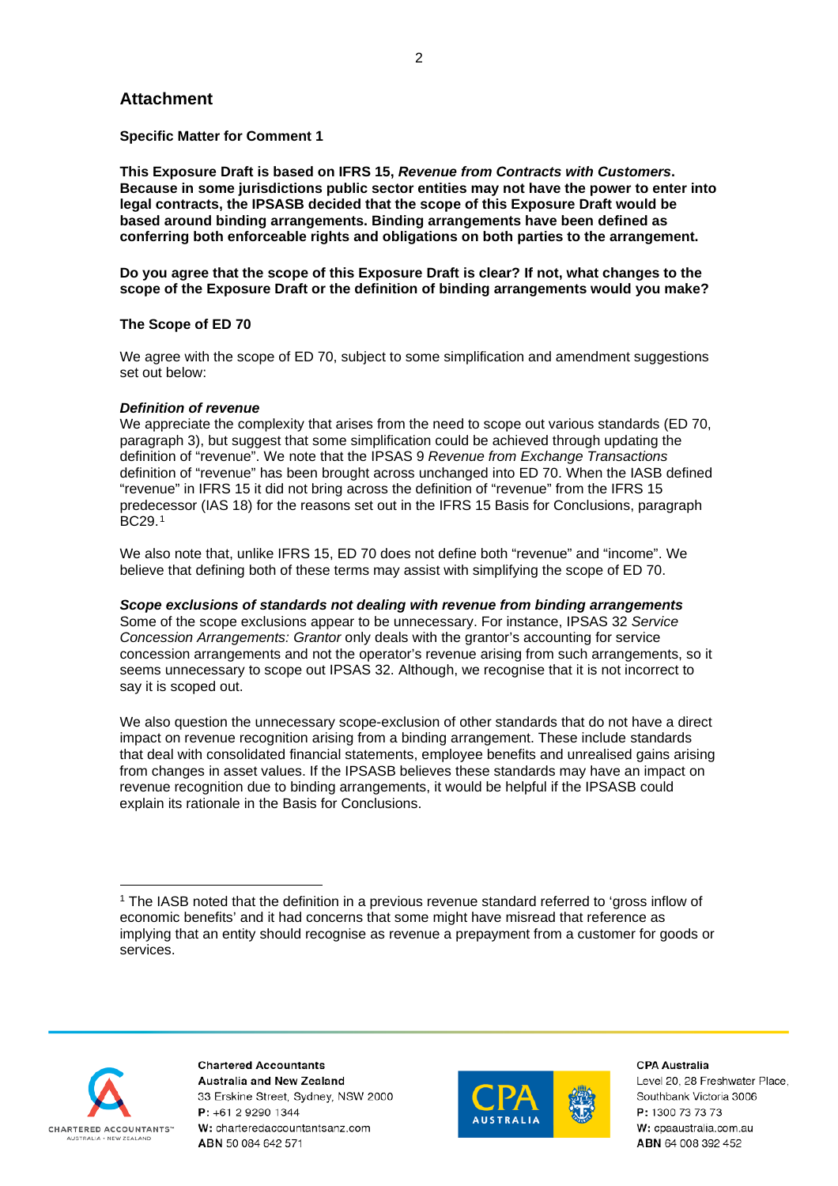## Attachment

**Specific Matter for Comment 1**

**This Exposure Draft is based on IFRS 15, *Revenue from Contracts with Customers*. Because in some jurisdictions public sector entities may not have the power to enter into legal contracts, the IPSASB decided that the scope of this Exposure Draft would be based around binding arrangements. Binding arrangements have been defined as conferring both enforceable rights and obligations on both parties to the arrangement.**

**Do you agree that the scope of this Exposure Draft is clear? If not, what changes to the scope of the Exposure Draft or the definition of binding arrangements would you make?**

**The Scope of ED 70**

We agree with the scope of ED 70, subject to some simplification and amendment suggestions set out below:

***Definition of revenue***

We appreciate the complexity that arises from the need to scope out various standards (ED 70, paragraph 3), but suggest that some simplification could be achieved through updating the definition of "revenue". We note that the IPSAS 9 *Revenue from Exchange Transactions* definition of "revenue" has been brought across unchanged into ED 70. When the IASB defined "revenue" in IFRS 15 it did not bring across the definition of "revenue" from the IFRS 15 predecessor (IAS 18) for the reasons set out in the IFRS 15 Basis for Conclusions, paragraph BC29.[1]

We also note that, unlike IFRS 15, ED 70 does not define both "revenue" and "income". We believe that defining both of these terms may assist with simplifying the scope of ED 70.

***Scope exclusions of standards not dealing with revenue from binding arrangements***

Some of the scope exclusions appear to be unnecessary. For instance, IPSAS 32 *Service Concession Arrangements: Grantor* only deals with the grantor's accounting for service concession arrangements and not the operator's revenue arising from such arrangements, so it seems unnecessary to scope out IPSAS 32. Although, we recognise that it is not incorrect to say it is scoped out.

We also question the unnecessary scope-exclusion of other standards that do not have a direct impact on revenue recognition arising from a binding arrangement. These include standards that deal with consolidated financial statements, employee benefits and unrealised gains arising from changes in asset values. If the IPSASB believes these standards may have an impact on revenue recognition due to binding arrangements, it would be helpful if the IPSASB could explain its rationale in the Basis for Conclusions.

---

[1] The IASB noted that the definition in a previous revenue standard referred to 'gross inflow of economic benefits' and it had concerns that some might have misread that reference as implying that an entity should recognise as revenue a prepayment from a customer for goods or services.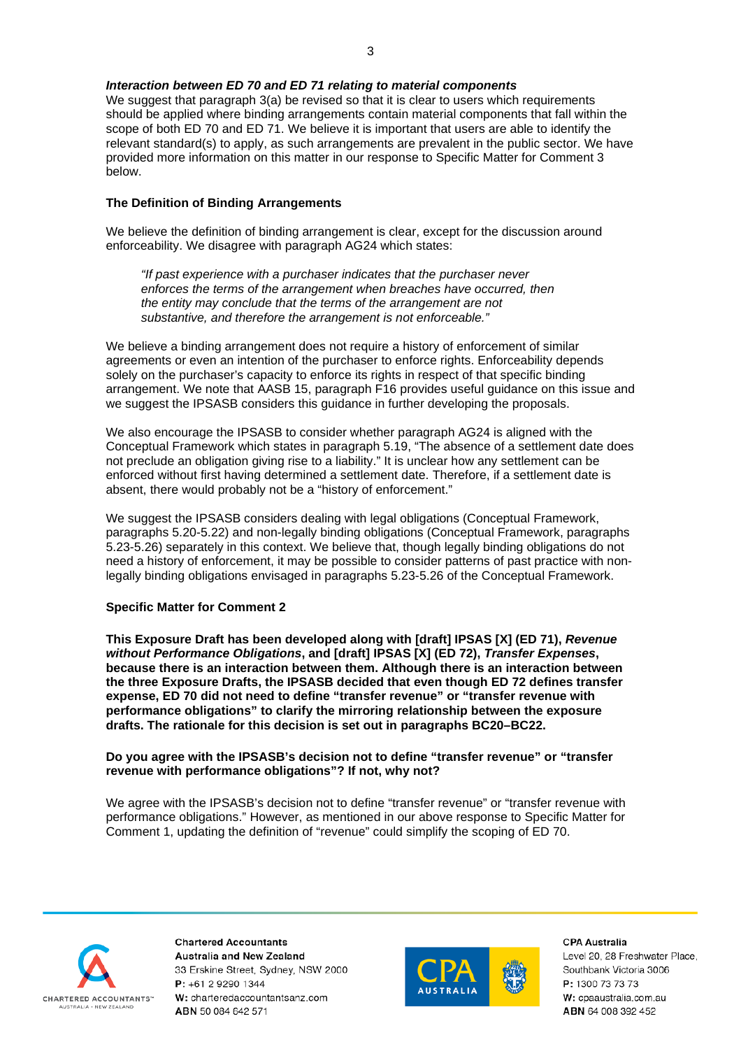***Interaction between ED 70 and ED 71 relating to material components***

We suggest that paragraph 3(a) be revised so that it is clear to users which requirements should be applied where binding arrangements contain material components that fall within the scope of both ED 70 and ED 71. We believe it is important that users are able to identify the relevant standard(s) to apply, as such arrangements are prevalent in the public sector. We have provided more information on this matter in our response to Specific Matter for Comment 3 below.

**The Definition of Binding Arrangements**

We believe the definition of binding arrangement is clear, except for the discussion around enforceability. We disagree with paragraph AG24 which states:

> *"If past experience with a purchaser indicates that the purchaser never enforces the terms of the arrangement when breaches have occurred, then the entity may conclude that the terms of the arrangement are not substantive, and therefore the arrangement is not enforceable."*

We believe a binding arrangement does not require a history of enforcement of similar agreements or even an intention of the purchaser to enforce rights. Enforceability depends solely on the purchaser's capacity to enforce its rights in respect of that specific binding arrangement. We note that AASB 15, paragraph F16 provides useful guidance on this issue and we suggest the IPSASB considers this guidance in further developing the proposals.

We also encourage the IPSASB to consider whether paragraph AG24 is aligned with the Conceptual Framework which states in paragraph 5.19, "The absence of a settlement date does not preclude an obligation giving rise to a liability." It is unclear how any settlement can be enforced without first having determined a settlement date. Therefore, if a settlement date is absent, there would probably not be a "history of enforcement."

We suggest the IPSASB considers dealing with legal obligations (Conceptual Framework, paragraphs 5.20-5.22) and non-legally binding obligations (Conceptual Framework, paragraphs 5.23-5.26) separately in this context. We believe that, though legally binding obligations do not need a history of enforcement, it may be possible to consider patterns of past practice with non-legally binding obligations envisaged in paragraphs 5.23-5.26 of the Conceptual Framework.

**Specific Matter for Comment 2**

**This Exposure Draft has been developed along with [draft] IPSAS [X] (ED 71), *Revenue without Performance Obligations*, and [draft] IPSAS [X] (ED 72), *Transfer Expenses*, because there is an interaction between them. Although there is an interaction between the three Exposure Drafts, the IPSASB decided that even though ED 72 defines transfer expense, ED 70 did not need to define "transfer revenue" or "transfer revenue with performance obligations" to clarify the mirroring relationship between the exposure drafts. The rationale for this decision is set out in paragraphs BC20–BC22.**

**Do you agree with the IPSASB's decision not to define "transfer revenue" or "transfer revenue with performance obligations"? If not, why not?**

We agree with the IPSASB's decision not to define "transfer revenue" or "transfer revenue with performance obligations." However, as mentioned in our above response to Specific Matter for Comment 1, updating the definition of "revenue" could simplify the scoping of ED 70.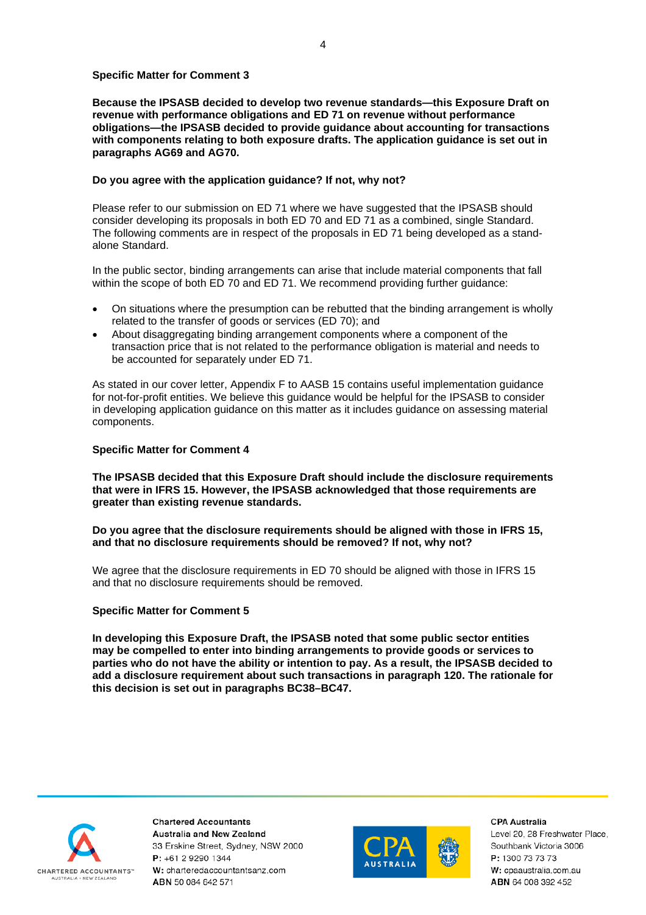**Specific Matter for Comment 3**

**Because the IPSASB decided to develop two revenue standards—this Exposure Draft on revenue with performance obligations and ED 71 on revenue without performance obligations—the IPSASB decided to provide guidance about accounting for transactions with components relating to both exposure drafts. The application guidance is set out in paragraphs AG69 and AG70.**

**Do you agree with the application guidance? If not, why not?**

Please refer to our submission on ED 71 where we have suggested that the IPSASB should consider developing its proposals in both ED 70 and ED 71 as a combined, single Standard. The following comments are in respect of the proposals in ED 71 being developed as a stand-alone Standard.

In the public sector, binding arrangements can arise that include material components that fall within the scope of both ED 70 and ED 71. We recommend providing further guidance:

- On situations where the presumption can be rebutted that the binding arrangement is wholly related to the transfer of goods or services (ED 70); and
- About disaggregating binding arrangement components where a component of the transaction price that is not related to the performance obligation is material and needs to be accounted for separately under ED 71.

As stated in our cover letter, Appendix F to AASB 15 contains useful implementation guidance for not-for-profit entities. We believe this guidance would be helpful for the IPSASB to consider in developing application guidance on this matter as it includes guidance on assessing material components.

**Specific Matter for Comment 4**

**The IPSASB decided that this Exposure Draft should include the disclosure requirements that were in IFRS 15. However, the IPSASB acknowledged that those requirements are greater than existing revenue standards.**

**Do you agree that the disclosure requirements should be aligned with those in IFRS 15, and that no disclosure requirements should be removed? If not, why not?**

We agree that the disclosure requirements in ED 70 should be aligned with those in IFRS 15 and that no disclosure requirements should be removed.

**Specific Matter for Comment 5**

**In developing this Exposure Draft, the IPSASB noted that some public sector entities may be compelled to enter into binding arrangements to provide goods or services to parties who do not have the ability or intention to pay. As a result, the IPSASB decided to add a disclosure requirement about such transactions in paragraph 120. The rationale for this decision is set out in paragraphs BC38–BC47.**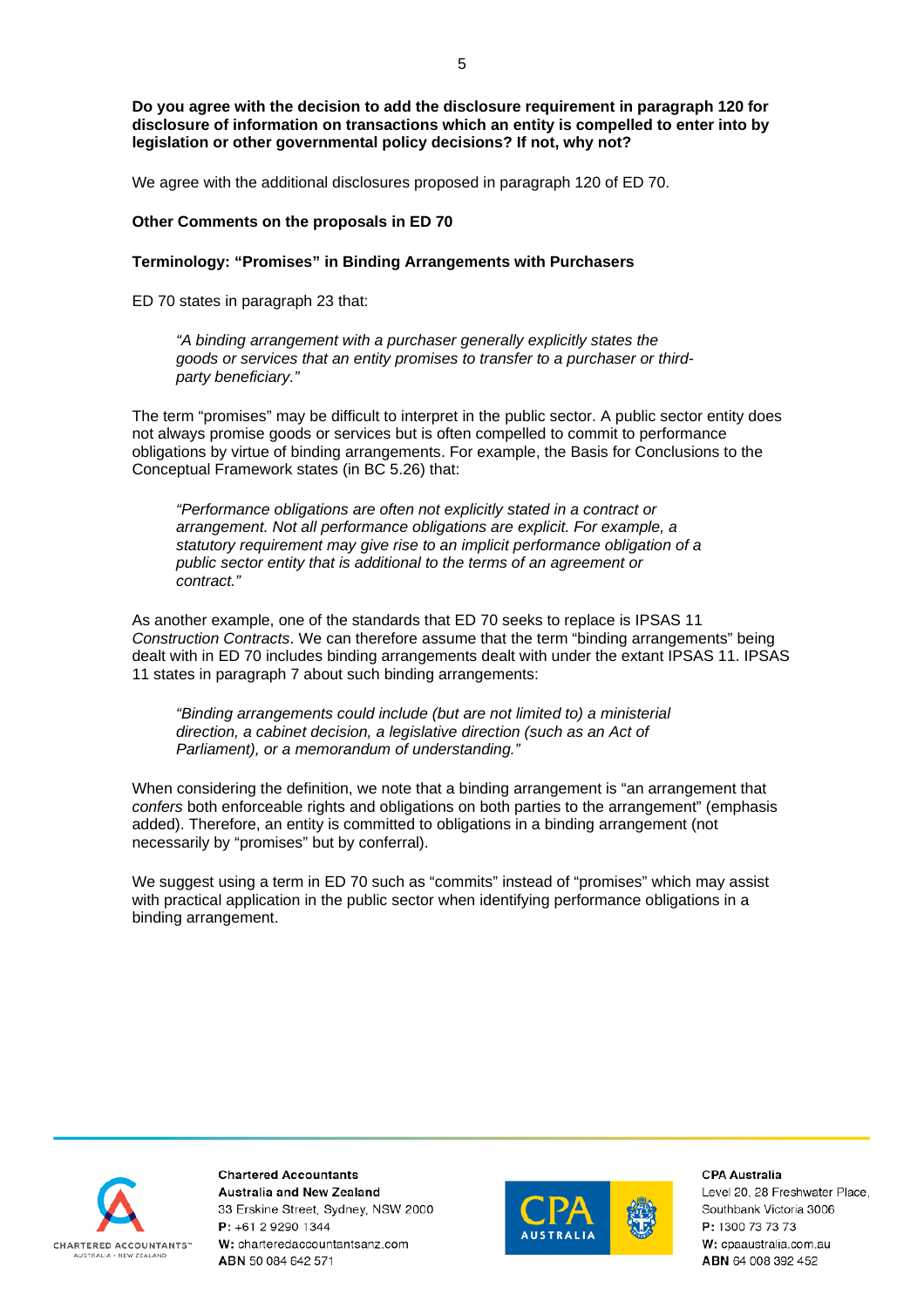**Do you agree with the decision to add the disclosure requirement in paragraph 120 for disclosure of information on transactions which an entity is compelled to enter into by legislation or other governmental policy decisions? If not, why not?**

We agree with the additional disclosures proposed in paragraph 120 of ED 70.

**Other Comments on the proposals in ED 70**

**Terminology: "Promises" in Binding Arrangements with Purchasers**

ED 70 states in paragraph 23 that:

> *"A binding arrangement with a purchaser generally explicitly states the goods or services that an entity promises to transfer to a purchaser or third-party beneficiary."*

The term "promises" may be difficult to interpret in the public sector. A public sector entity does not always promise goods or services but is often compelled to commit to performance obligations by virtue of binding arrangements. For example, the Basis for Conclusions to the Conceptual Framework states (in BC 5.26) that:

> *"Performance obligations are often not explicitly stated in a contract or arrangement. Not all performance obligations are explicit. For example, a statutory requirement may give rise to an implicit performance obligation of a public sector entity that is additional to the terms of an agreement or contract."*

As another example, one of the standards that ED 70 seeks to replace is IPSAS 11 *Construction Contracts*. We can therefore assume that the term "binding arrangements" being dealt with in ED 70 includes binding arrangements dealt with under the extant IPSAS 11. IPSAS 11 states in paragraph 7 about such binding arrangements:

> *"Binding arrangements could include (but are not limited to) a ministerial direction, a cabinet decision, a legislative direction (such as an Act of Parliament), or a memorandum of understanding."*

When considering the definition, we note that a binding arrangement is "an arrangement that *confers* both enforceable rights and obligations on both parties to the arrangement" (emphasis added). Therefore, an entity is committed to obligations in a binding arrangement (not necessarily by "promises" but by conferral).

We suggest using a term in ED 70 such as "commits" instead of "promises" which may assist with practical application in the public sector when identifying performance obligations in a binding arrangement.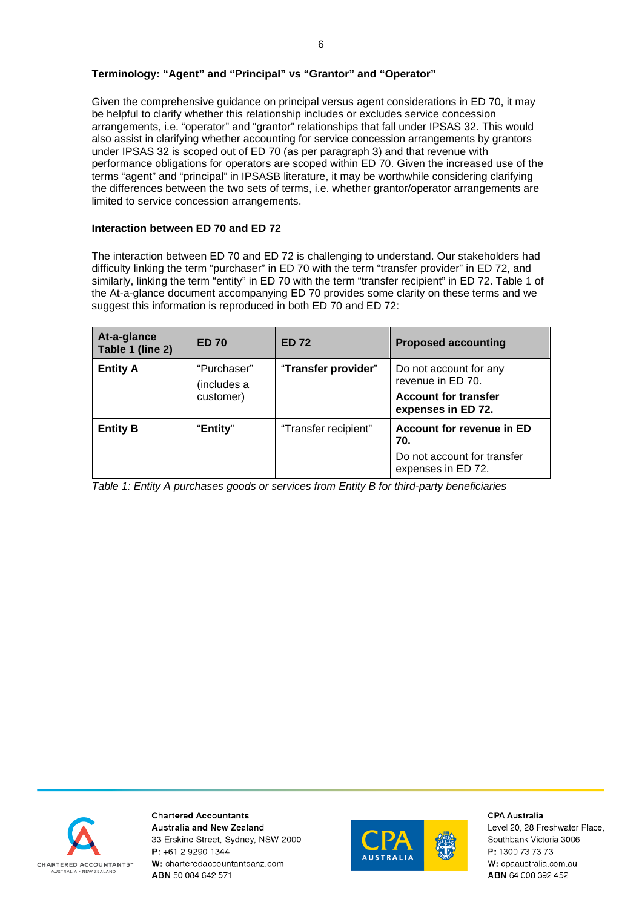**Terminology: "Agent" and "Principal" vs "Grantor" and "Operator"**

Given the comprehensive guidance on principal versus agent considerations in ED 70, it may be helpful to clarify whether this relationship includes or excludes service concession arrangements, i.e. "operator" and "grantor" relationships that fall under IPSAS 32. This would also assist in clarifying whether accounting for service concession arrangements by grantors under IPSAS 32 is scoped out of ED 70 (as per paragraph 3) and that revenue with performance obligations for operators are scoped within ED 70. Given the increased use of the terms "agent" and "principal" in IPSASB literature, it may be worthwhile considering clarifying the differences between the two sets of terms, i.e. whether grantor/operator arrangements are limited to service concession arrangements.

**Interaction between ED 70 and ED 72**

The interaction between ED 70 and ED 72 is challenging to understand. Our stakeholders had difficulty linking the term "purchaser" in ED 70 with the term "transfer provider" in ED 72, and similarly, linking the term "entity" in ED 70 with the term "transfer recipient" in ED 72. Table 1 of the At-a-glance document accompanying ED 70 provides some clarity on these terms and we suggest this information is reproduced in both ED 70 and ED 72:

| At-a-glance Table 1 (line 2) | ED 70 | ED 72 | Proposed accounting |
|---|---|---|---|
| **Entity A** | "Purchaser" (includes a customer) | "**Transfer provider**" | Do not account for any revenue in ED 70. **Account for transfer expenses in ED 72.** |
| **Entity B** | "**Entity**" | "Transfer recipient" | **Account for revenue in ED 70.** Do not account for transfer expenses in ED 72. |

*Table 1: Entity A purchases goods or services from Entity B for third-party beneficiaries*